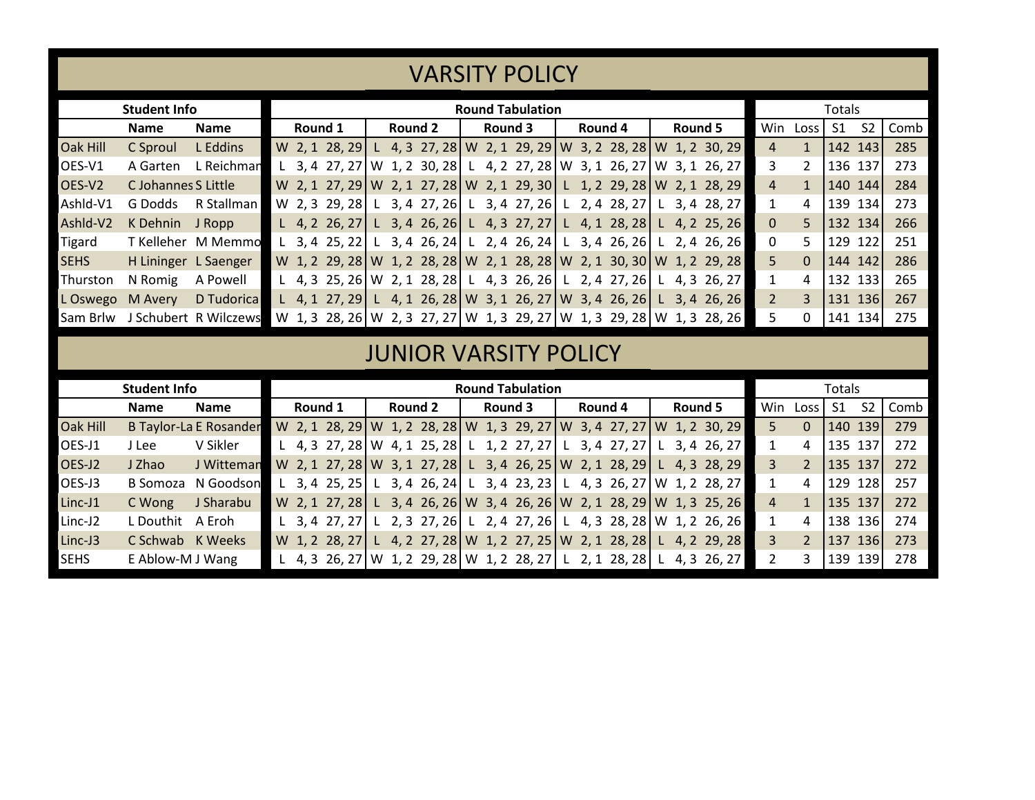# VARSITY POLICY

| Student Info | | | Round Tabulation | | | | | Totals | | | | |
|---|---|---|---|---|---|---|---|---|---|---|---|---|
| | Name | Name | Round 1 | Round 2 | Round 3 | Round 4 | Round 5 | Win | Loss | S1 | S2 | Comb |
| Oak Hill | C Sproul | L Eddins | W 2, 1 28, 29 | L 4, 3 27, 28 | W 2, 1 29, 29 | W 3, 2 28, 28 | W 1, 2 30, 29 | 4 | 1 | 142 | 143 | 285 |
| OES-V1 | A Garten | L Reichman | L 3, 4 27, 27 | W 1, 2 30, 28 | L 4, 2 27, 28 | W 3, 1 26, 27 | W 3, 1 26, 27 | 3 | 2 | 136 | 137 | 273 |
| OES-V2 | C Johannes | S Little | W 2, 1 27, 29 | W 2, 1 27, 28 | W 2, 1 29, 30 | L 1, 2 29, 28 | W 2, 1 28, 29 | 4 | 1 | 140 | 144 | 284 |
| Ashld-V1 | G Dodds | R Stallman | W 2, 3 29, 28 | L 3, 4 27, 26 | L 3, 4 27, 26 | L 2, 4 28, 27 | L 3, 4 28, 27 | 1 | 4 | 139 | 134 | 273 |
| Ashld-V2 | K Dehnin | J Ropp | L 4, 2 26, 27 | L 3, 4 26, 26 | L 4, 3 27, 27 | L 4, 1 28, 28 | L 4, 2 25, 26 | 0 | 5 | 132 | 134 | 266 |
| Tigard | T Kelleher | M Memmo | L 3, 4 25, 22 | L 3, 4 26, 24 | L 2, 4 26, 24 | L 3, 4 26, 26 | L 2, 4 26, 26 | 0 | 5 | 129 | 122 | 251 |
| SEHS | H Lininger | L Saenger | W 1, 2 29, 28 | W 1, 2 28, 28 | W 2, 1 28, 28 | W 2, 1 30, 30 | W 1, 2 29, 28 | 5 | 0 | 144 | 142 | 286 |
| Thurston | N Romig | A Powell | L 4, 3 25, 26 | W 2, 1 28, 28 | L 4, 3 26, 26 | L 2, 4 27, 26 | L 4, 3 26, 27 | 1 | 4 | 132 | 133 | 265 |
| L Oswego | M Avery | D Tudorica | L 4, 1 27, 29 | L 4, 1 26, 28 | W 3, 1 26, 27 | W 3, 4 26, 26 | L 3, 4 26, 26 | 2 | 3 | 131 | 136 | 267 |
| Sam Brlw | J Schubert | R Wilczews | W 1, 3 28, 26 | W 2, 3 27, 27 | W 1, 3 29, 27 | W 1, 3 29, 28 | W 1, 3 28, 26 | 5 | 0 | 141 | 134 | 275 |

# JUNIOR VARSITY POLICY

| Student Info | | | Round Tabulation | | | | | Totals | | | | |
|---|---|---|---|---|---|---|---|---|---|---|---|---|
| | Name | Name | Round 1 | Round 2 | Round 3 | Round 4 | Round 5 | Win | Loss | S1 | S2 | Comb |
| Oak Hill | B Taylor-La | E Rosander | W 2, 1 28, 29 | W 1, 2 28, 28 | W 1, 3 29, 27 | W 3, 4 27, 27 | W 1, 2 30, 29 | 5 | 0 | 140 | 139 | 279 |
| OES-J1 | J Lee | V Sikler | L 4, 3 27, 28 | W 4, 1 25, 28 | L 1, 2 27, 27 | L 3, 4 27, 27 | L 3, 4 26, 27 | 1 | 4 | 135 | 137 | 272 |
| OES-J2 | J Zhao | J Witteman | W 2, 1 27, 28 | W 3, 1 27, 28 | L 3, 4 26, 25 | W 2, 1 28, 29 | L 4, 3 28, 29 | 3 | 2 | 135 | 137 | 272 |
| OES-J3 | B Somoza | N Goodson | L 3, 4 25, 25 | L 3, 4 26, 24 | L 3, 4 23, 23 | L 4, 3 26, 27 | W 1, 2 28, 27 | 1 | 4 | 129 | 128 | 257 |
| Linc-J1 | C Wong | J Sharabu | W 2, 1 27, 28 | L 3, 4 26, 26 | W 3, 4 26, 26 | W 2, 1 28, 29 | W 1, 3 25, 26 | 4 | 1 | 135 | 137 | 272 |
| Linc-J2 | L Douthit | A Eroh | L 3, 4 27, 27 | L 2, 3 27, 26 | L 2, 4 27, 26 | L 4, 3 28, 28 | W 1, 2 26, 26 | 1 | 4 | 138 | 136 | 274 |
| Linc-J3 | C Schwab | K Weeks | W 1, 2 28, 27 | L 4, 2 27, 28 | W 1, 2 27, 25 | W 2, 1 28, 28 | L 4, 2 29, 28 | 3 | 2 | 137 | 136 | 273 |
| SEHS | E Ablow-M | J Wang | L 4, 3 26, 27 | W 1, 2 29, 28 | W 1, 2 28, 27 | L 2, 1 28, 28 | L 4, 3 26, 27 | 2 | 3 | 139 | 139 | 278 |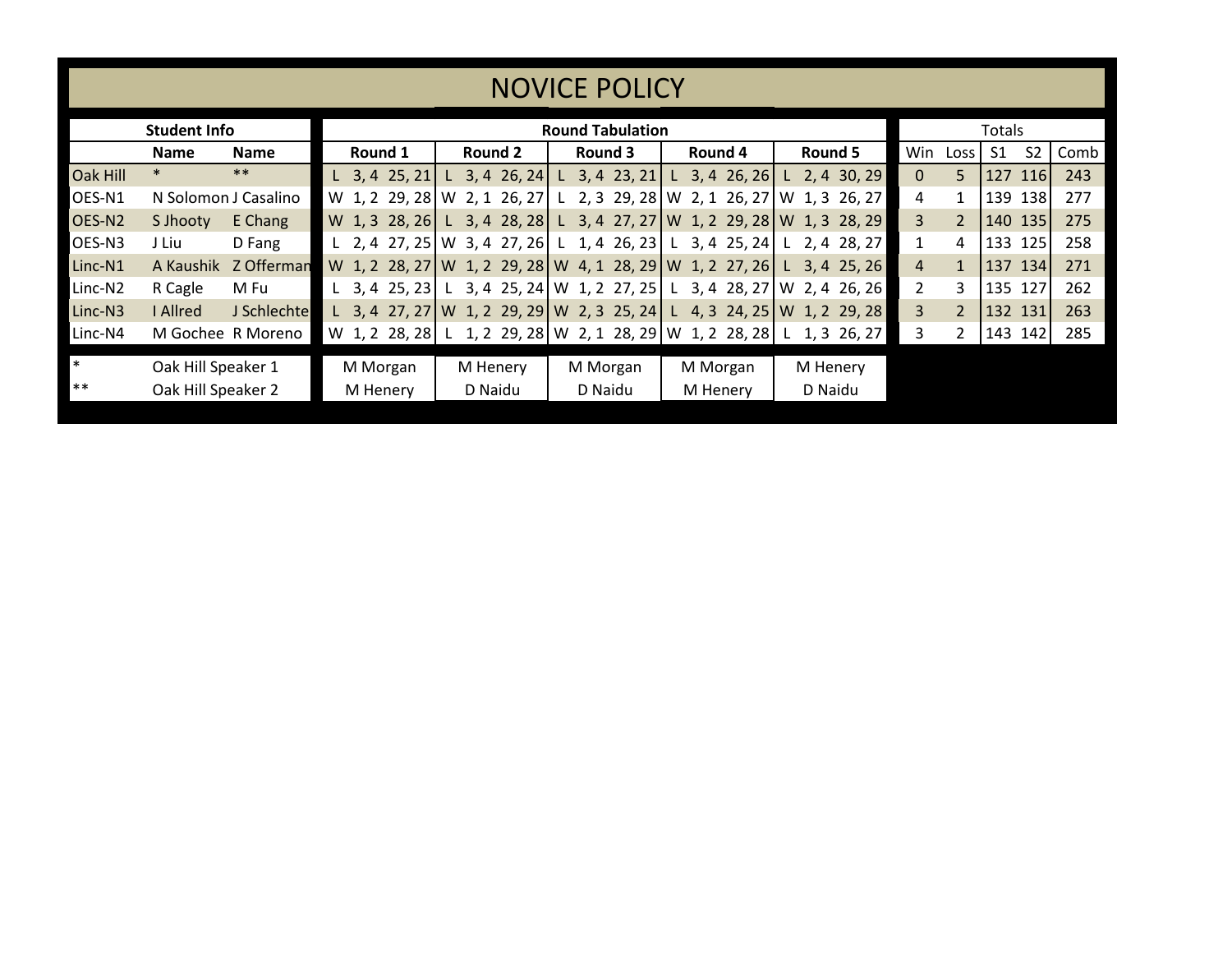# NOVICE POLICY

| Student Info | | | Round Tabulation | | | | | Totals | | | | |
|---|---|---|---|---|---|---|---|---|---|---|---|---|
| | Name | Name | Round 1 | Round 2 | Round 3 | Round 4 | Round 5 | Win | Loss | S1 | S2 | Comb |
| Oak Hill | * | ** | L 3, 4 25, 21 | L 3, 4 26, 24 | L 3, 4 23, 21 | L 3, 4 26, 26 | L 2, 4 30, 29 | 0 | 5 | 127 | 116 | 243 |
| OES-N1 | N Solomon | J Casalino | W 1, 2 29, 28 | W 2, 1 26, 27 | L 2, 3 29, 28 | W 2, 1 26, 27 | W 1, 3 26, 27 | 4 | 1 | 139 | 138 | 277 |
| OES-N2 | S Jhooty | E Chang | W 1, 3 28, 26 | L 3, 4 28, 28 | L 3, 4 27, 27 | W 1, 2 29, 28 | W 1, 3 28, 29 | 3 | 2 | 140 | 135 | 275 |
| OES-N3 | J Liu | D Fang | L 2, 4 27, 25 | W 3, 4 27, 26 | L 1, 4 26, 23 | L 3, 4 25, 24 | L 2, 4 28, 27 | 1 | 4 | 133 | 125 | 258 |
| Linc-N1 | A Kaushik | Z Offerman | W 1, 2 28, 27 | W 1, 2 29, 28 | W 4, 1 28, 29 | W 1, 2 27, 26 | L 3, 4 25, 26 | 4 | 1 | 137 | 134 | 271 |
| Linc-N2 | R Cagle | M Fu | L 3, 4 25, 23 | L 3, 4 25, 24 | W 1, 2 27, 25 | L 3, 4 28, 27 | W 2, 4 26, 26 | 2 | 3 | 135 | 127 | 262 |
| Linc-N3 | I Allred | J Schlechte | L 3, 4 27, 27 | W 1, 2 29, 29 | W 2, 3 25, 24 | L 4, 3 24, 25 | W 1, 2 29, 28 | 3 | 2 | 132 | 131 | 263 |
| Linc-N4 | M Gochee | R Moreno | W 1, 2 28, 28 | L 1, 2 29, 28 | W 2, 1 28, 29 | W 1, 2 28, 28 | L 1, 3 26, 27 | 3 | 2 | 143 | 142 | 285 |
| * | Oak Hill Speaker 1 | | M Morgan | M Henery | M Morgan | M Morgan | M Henery | | | | | |
| ** | Oak Hill Speaker 2 | | M Henery | D Naidu | D Naidu | M Henery | D Naidu | | | | | |